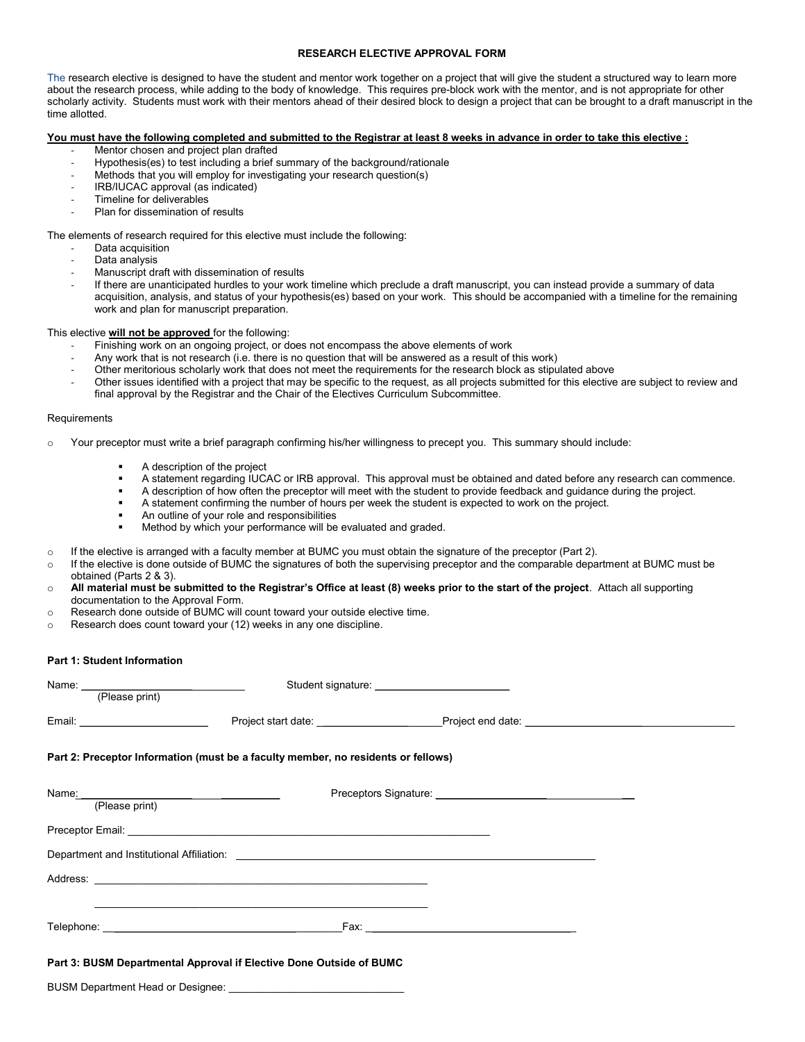# RESEARCH ELECTIVE APPROVAL FORM

The research elective is designed to have the student and mentor work together on a project that will give the student a structured way to learn more about the research process, while adding to the body of knowledge. This requires pre-block work with the mentor, and is not appropriate for other scholarly activity. Students must work with their mentors ahead of their desired block to design a project that can be brought to a draft manuscript in the time allotted.

**<u>You must have the following completed and submitted to the Registrar at least 8 weeks in advance in order to take this elective :</u>**

- Mentor chosen and project plan drafted
- Hypothesis(es) to test including a brief summary of the background/rationale
- Methods that you will employ for investigating your research question(s)
- IRB/IUCAC approval (as indicated)
- Timeline for deliverables
- Plan for dissemination of results

The elements of research required for this elective must include the following:

- Data acquisition
- Data analysis
- Manuscript draft with dissemination of results
- If there are unanticipated hurdles to your work timeline which preclude a draft manuscript, you can instead provide a summary of data acquisition, analysis, and status of your hypothesis(es) based on your work. This should be accompanied with a timeline for the remaining work and plan for manuscript preparation.

This elective **<u>will not be approved</u>** for the following:

- Finishing work on an ongoing project, or does not encompass the above elements of work
- Any work that is not research (i.e. there is no question that will be answered as a result of this work)
- Other meritorious scholarly work that does not meet the requirements for the research block as stipulated above
- Other issues identified with a project that may be specific to the request, as all projects submitted for this elective are subject to review and final approval by the Registrar and the Chair of the Electives Curriculum Subcommittee.

Requirements

- Your preceptor must write a brief paragraph confirming his/her willingness to precept you. This summary should include:
  - A description of the project
  - A statement regarding IUCAC or IRB approval. This approval must be obtained and dated before any research can commence.
  - A description of how often the preceptor will meet with the student to provide feedback and guidance during the project.
  - A statement confirming the number of hours per week the student is expected to work on the project.
  - An outline of your role and responsibilities
  - Method by which your performance will be evaluated and graded.
- If the elective is arranged with a faculty member at BUMC you must obtain the signature of the preceptor (Part 2).
- If the elective is done outside of BUMC the signatures of both the supervising preceptor and the comparable department at BUMC must be obtained (Parts 2 & 3).
- **All material must be submitted to the Registrar's Office at least (8) weeks prior to the start of the project**. Attach all supporting documentation to the Approval Form.
- Research done outside of BUMC will count toward your outside elective time.
- Research does count toward your (12) weeks in any one discipline.

**Part 1: Student Information**

Name: ______________________________ Student signature: ________________________
(Please print)

Email: ______________________ Project start date: _____________________ Project end date: _____________________________________

**Part 2: Preceptor Information (must be a faculty member, no residents or fellows)**

Name: ______________________________ Preceptors Signature: _________________________________
(Please print)

Preceptor Email: _______________________________________________________________

Department and Institutional Affiliation: _______________________________________________________________

Address: ___________________________________________________________

___________________________________________________________

Telephone: __________________________________________ Fax: ____________________________________

**Part 3: BUSM Departmental Approval if Elective Done Outside of BUMC**

BUSM Department Head or Designee: ______________________________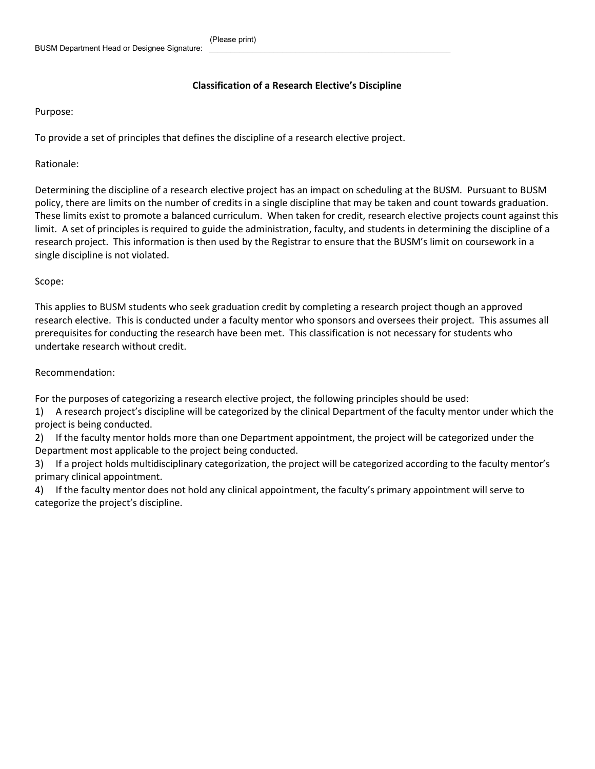(Please print)

BUSM Department Head or Designee Signature: ____________________________________________

**Classification of a Research Elective's Discipline**

Purpose:

To provide a set of principles that defines the discipline of a research elective project.

Rationale:

Determining the discipline of a research elective project has an impact on scheduling at the BUSM. Pursuant to BUSM policy, there are limits on the number of credits in a single discipline that may be taken and count towards graduation. These limits exist to promote a balanced curriculum. When taken for credit, research elective projects count against this limit. A set of principles is required to guide the administration, faculty, and students in determining the discipline of a research project. This information is then used by the Registrar to ensure that the BUSM's limit on coursework in a single discipline is not violated.

Scope:

This applies to BUSM students who seek graduation credit by completing a research project though an approved research elective. This is conducted under a faculty mentor who sponsors and oversees their project. This assumes all prerequisites for conducting the research have been met. This classification is not necessary for students who undertake research without credit.

Recommendation:

For the purposes of categorizing a research elective project, the following principles should be used:

1) A research project's discipline will be categorized by the clinical Department of the faculty mentor under which the project is being conducted.
2) If the faculty mentor holds more than one Department appointment, the project will be categorized under the Department most applicable to the project being conducted.
3) If a project holds multidisciplinary categorization, the project will be categorized according to the faculty mentor's primary clinical appointment.
4) If the faculty mentor does not hold any clinical appointment, the faculty's primary appointment will serve to categorize the project's discipline.